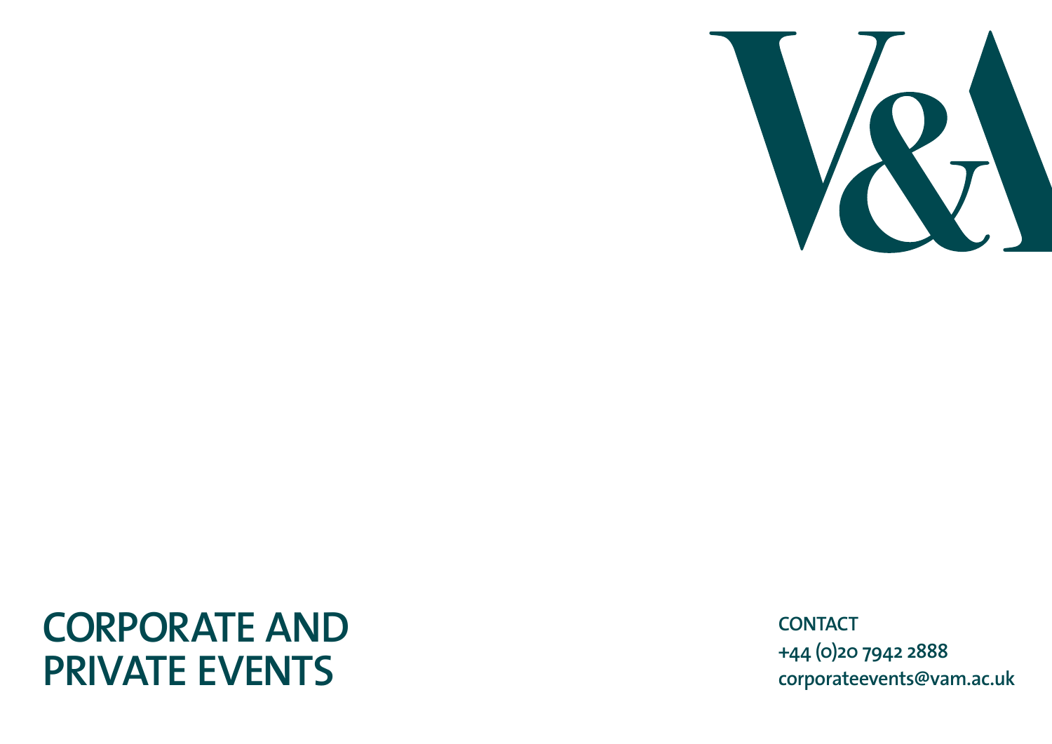# CORPORATE AND PRIVATE EVENTS

**CONTACT**
**+44 (0)20 7942 2888**
**corporateevents@vam.ac.uk**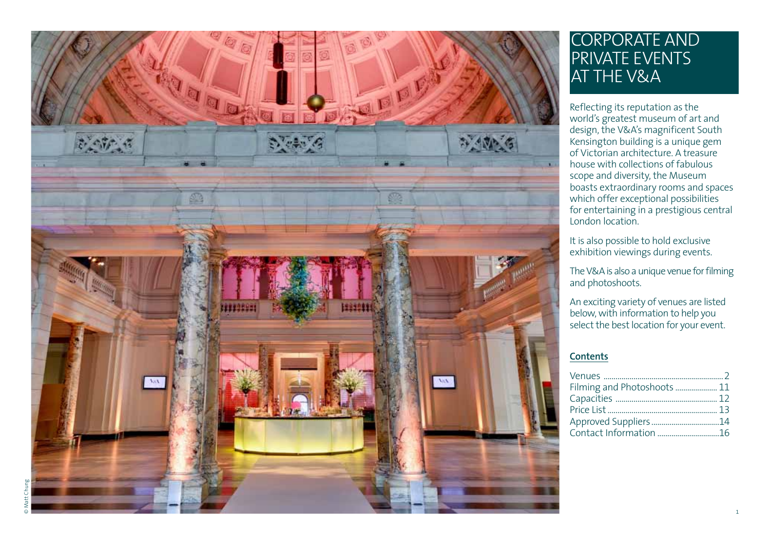# CORPORATE AND PRIVATE EVENTS AT THE V&A

Reflecting its reputation as the world's greatest museum of art and design, the V&A's magnificent South Kensington building is a unique gem of Victorian architecture. A treasure house with collections of fabulous scope and diversity, the Museum boasts extraordinary rooms and spaces which offer exceptional possibilities for entertaining in a prestigious central London location.

It is also possible to hold exclusive exhibition viewings during events.

The V&A is also a unique venue for filming and photoshoots.

An exciting variety of venues are listed below, with information to help you select the best location for your event.

## Contents

- Venues .......... 2
- Filming and Photoshoots .......... 11
- Capacities .......... 12
- Price List .......... 13
- Approved Suppliers .......... 14
- Contact Information .......... 16

© Matt Chung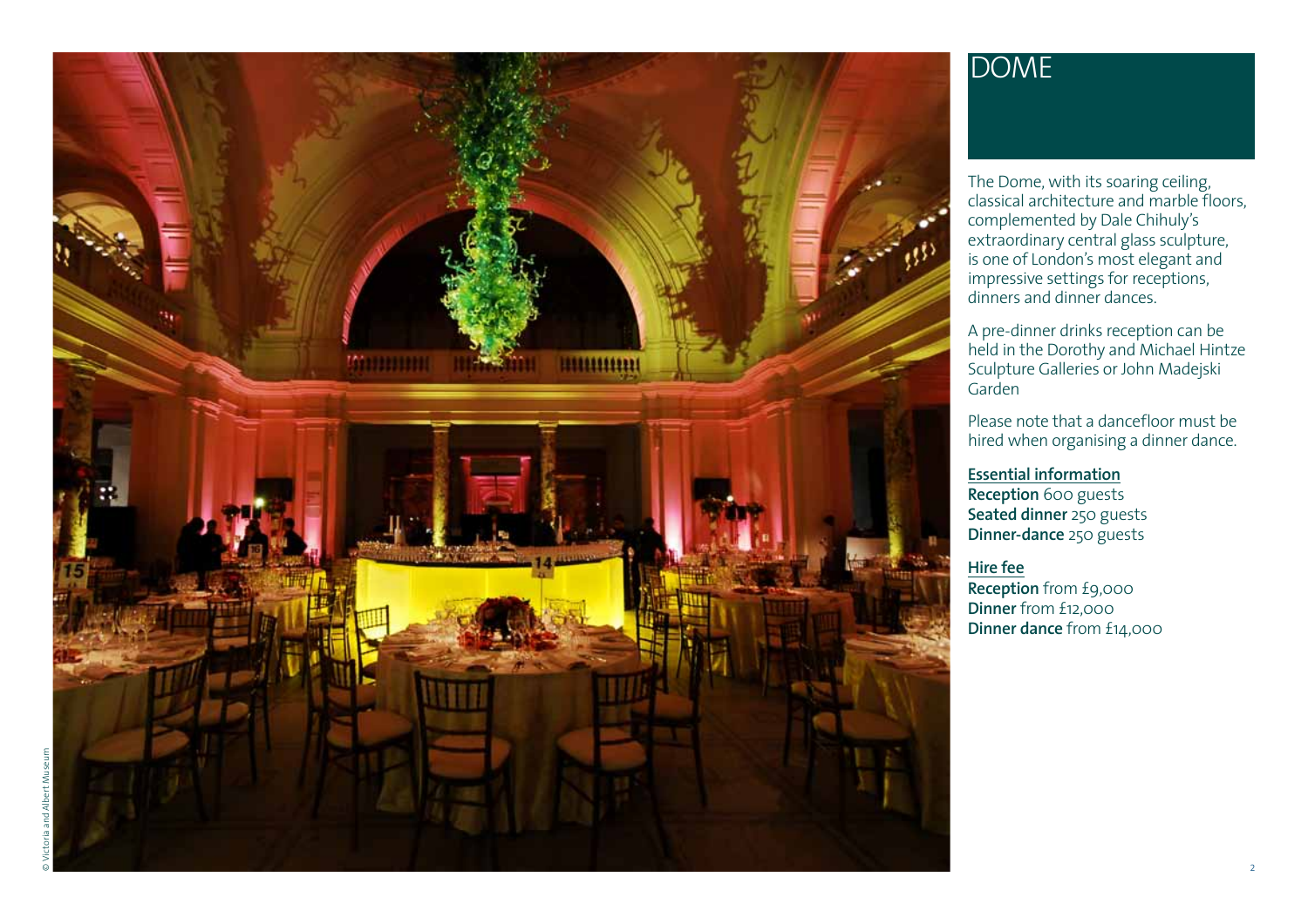# DOME

The Dome, with its soaring ceiling, classical architecture and marble floors, complemented by Dale Chihuly's extraordinary central glass sculpture, is one of London's most elegant and impressive settings for receptions, dinners and dinner dances.

A pre-dinner drinks reception can be held in the Dorothy and Michael Hintze Sculpture Galleries or John Madejski Garden

Please note that a dancefloor must be hired when organising a dinner dance.

**Essential information**
**Reception** 600 guests
**Seated dinner** 250 guests
**Dinner-dance** 250 guests

**Hire fee**
**Reception** from £9,000
**Dinner** from £12,000
**Dinner dance** from £14,000

© Victoria and Albert Museum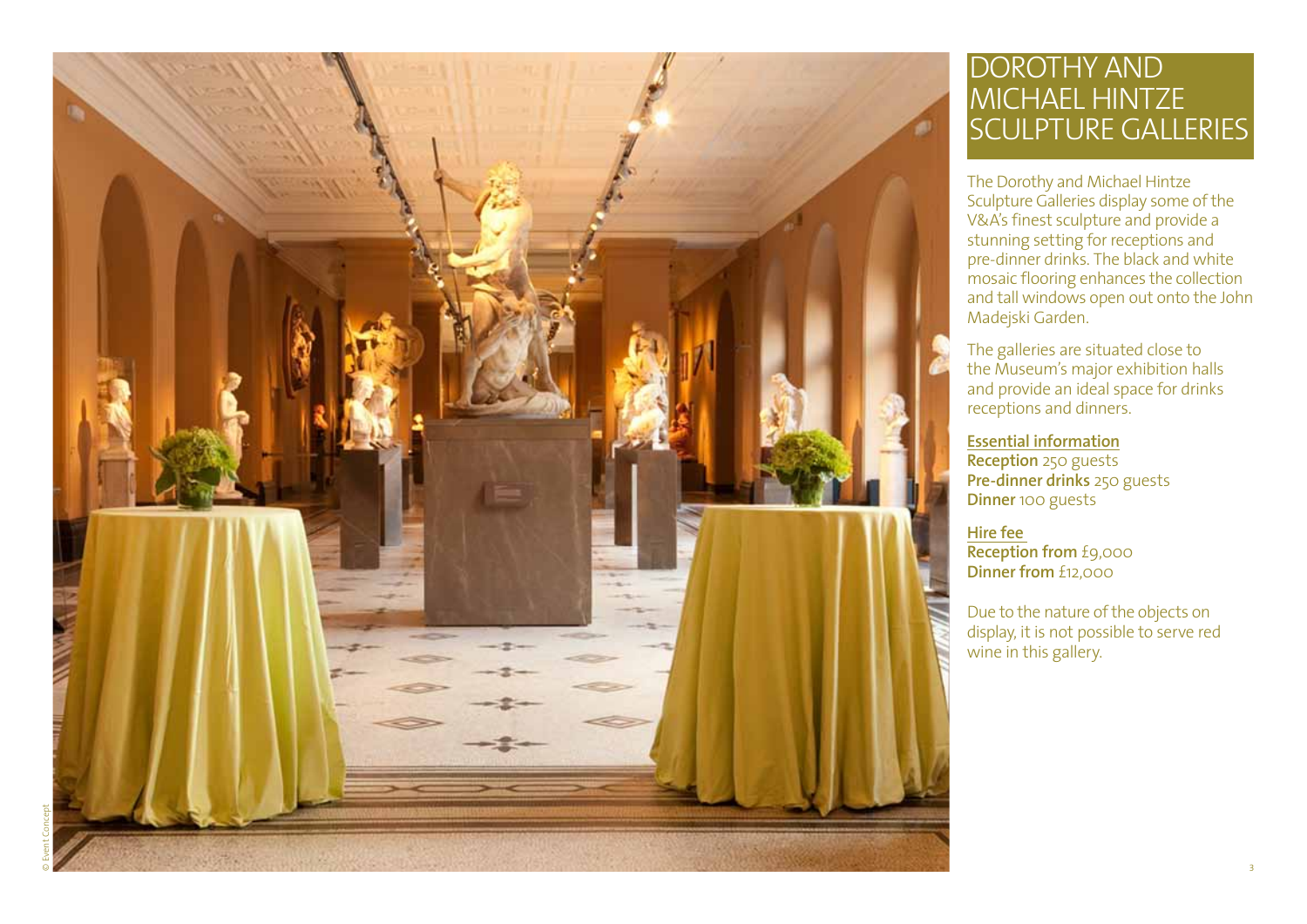# DOROTHY AND MICHAEL HINTZE SCULPTURE GALLERIES

The Dorothy and Michael Hintze Sculpture Galleries display some of the V&A's finest sculpture and provide a stunning setting for receptions and pre-dinner drinks. The black and white mosaic flooring enhances the collection and tall windows open out onto the John Madejski Garden.

The galleries are situated close to the Museum's major exhibition halls and provide an ideal space for drinks receptions and dinners.

**Essential information**
**Reception** 250 guests
**Pre-dinner drinks** 250 guests
**Dinner** 100 guests

**Hire fee**
**Reception from** £9,000
**Dinner from** £12,000

Due to the nature of the objects on display, it is not possible to serve red wine in this gallery.

© Event Concept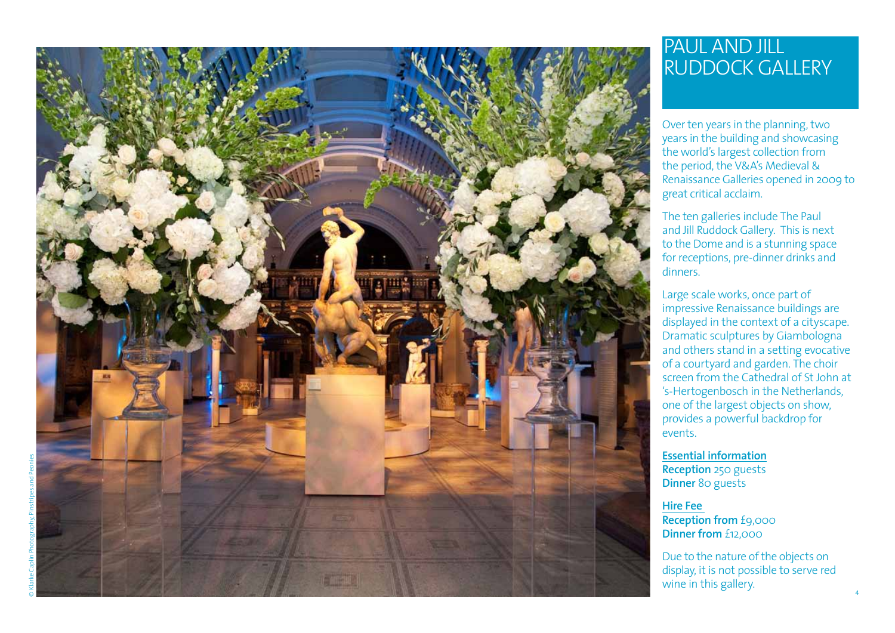# PAUL AND JILL RUDDOCK GALLERY

Over ten years in the planning, two years in the building and showcasing the world's largest collection from the period, the V&A's Medieval & Renaissance Galleries opened in 2009 to great critical acclaim.

The ten galleries include The Paul and Jill Ruddock Gallery. This is next to the Dome and is a stunning space for receptions, pre-dinner drinks and dinners.

Large scale works, once part of impressive Renaissance buildings are displayed in the context of a cityscape. Dramatic sculptures by Giambologna and others stand in a setting evocative of a courtyard and garden. The choir screen from the Cathedral of St John at 's-Hertogenbosch in the Netherlands, one of the largest objects on show, provides a powerful backdrop for events.

**Essential information**
**Reception** 250 guests
**Dinner** 80 guests

**Hire Fee**
**Reception from** £9,000
**Dinner from** £12,000

Due to the nature of the objects on display, it is not possible to serve red wine in this gallery.

© Klarke Caplin Photography, Pinstripes and Peonies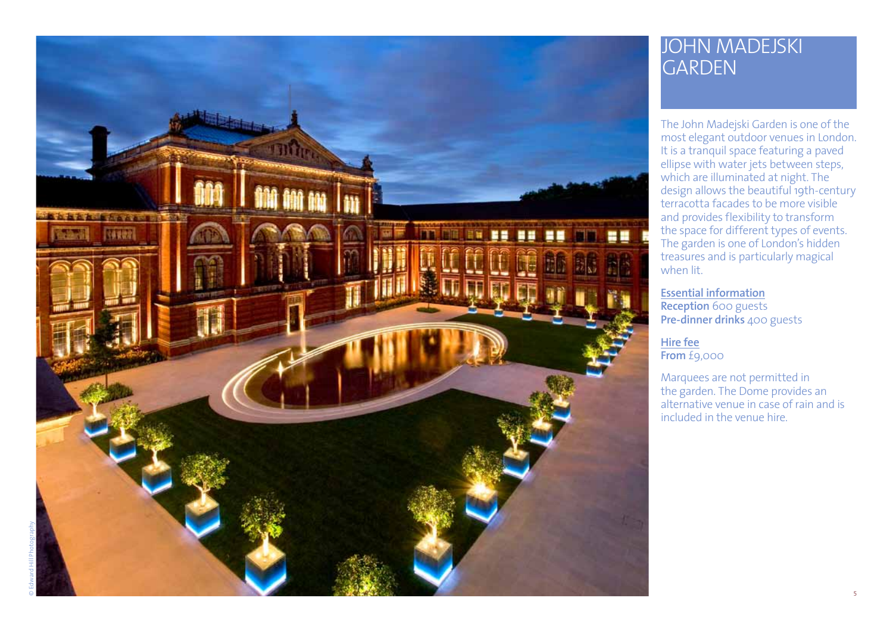# JOHN MADEJSKI GARDEN

The John Madejski Garden is one of the most elegant outdoor venues in London. It is a tranquil space featuring a paved ellipse with water jets between steps, which are illuminated at night. The design allows the beautiful 19th-century terracotta facades to be more visible and provides flexibility to transform the space for different types of events. The garden is one of London's hidden treasures and is particularly magical when lit.

**Essential information**
**Reception** 600 guests
**Pre-dinner drinks** 400 guests

**Hire fee**
**From** £9,000

Marquees are not permitted in the garden. The Dome provides an alternative venue in case of rain and is included in the venue hire.

© Edward Hill Photography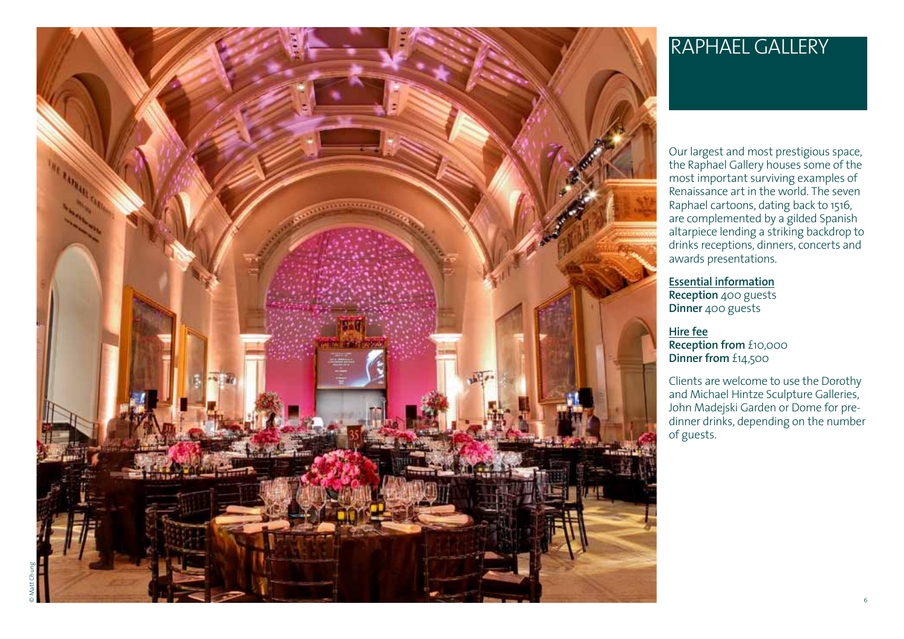# RAPHAEL GALLERY

Our largest and most prestigious space, the Raphael Gallery houses some of the most important surviving examples of Renaissance art in the world. The seven Raphael cartoons, dating back to 1516, are complemented by a gilded Spanish altarpiece lending a striking backdrop to drinks receptions, dinners, concerts and awards presentations.

**Essential information**
**Reception** 400 guests
**Dinner** 400 guests

**Hire fee**
**Reception from** £10,000
**Dinner from** £14,500

Clients are welcome to use the Dorothy and Michael Hintze Sculpture Galleries, John Madejski Garden or Dome for pre-dinner drinks, depending on the number of guests.

© Matt Chung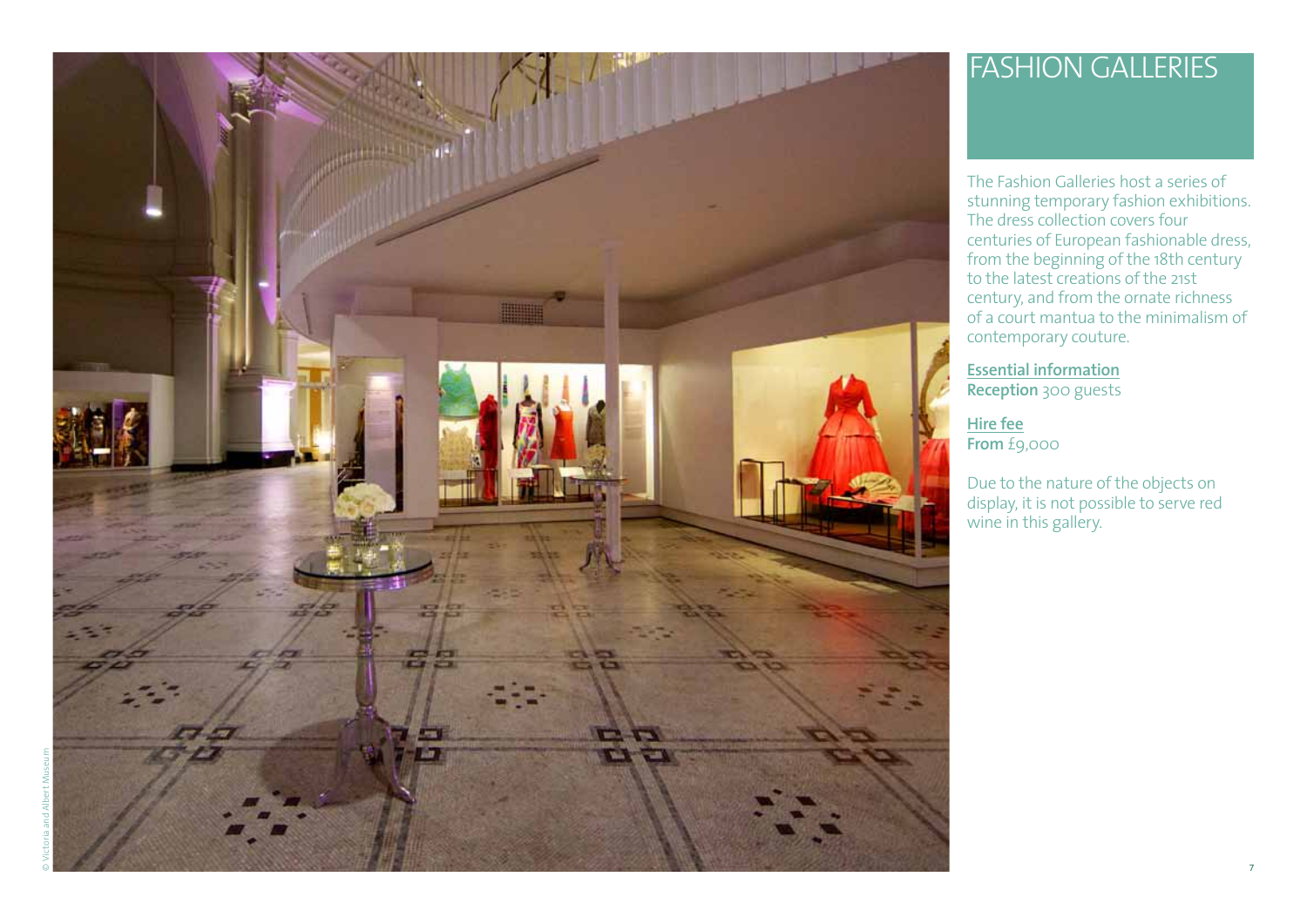# FASHION GALLERIES

The Fashion Galleries host a series of stunning temporary fashion exhibitions. The dress collection covers four centuries of European fashionable dress, from the beginning of the 18th century to the latest creations of the 21st century, and from the ornate richness of a court mantua to the minimalism of contemporary couture.

**Essential information**
**Reception** 300 guests

**Hire fee**
**From** £9,000

Due to the nature of the objects on display, it is not possible to serve red wine in this gallery.

© Victoria and Albert Museum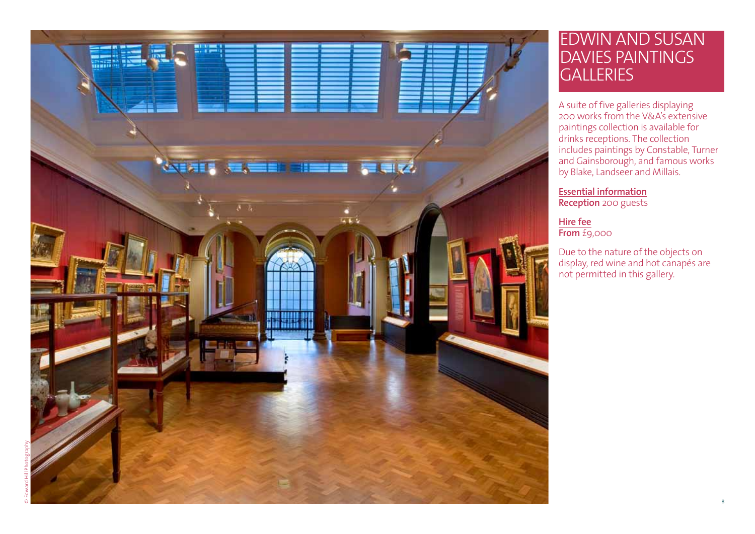# EDWIN AND SUSAN DAVIES PAINTINGS GALLERIES

A suite of five galleries displaying 200 works from the V&A's extensive paintings collection is available for drinks receptions. The collection includes paintings by Constable, Turner and Gainsborough, and famous works by Blake, Landseer and Millais.

**Essential information**
**Reception** 200 guests

**Hire fee**
**From** £9,000

Due to the nature of the objects on display, red wine and hot canapés are not permitted in this gallery.

© Edward Hill Photography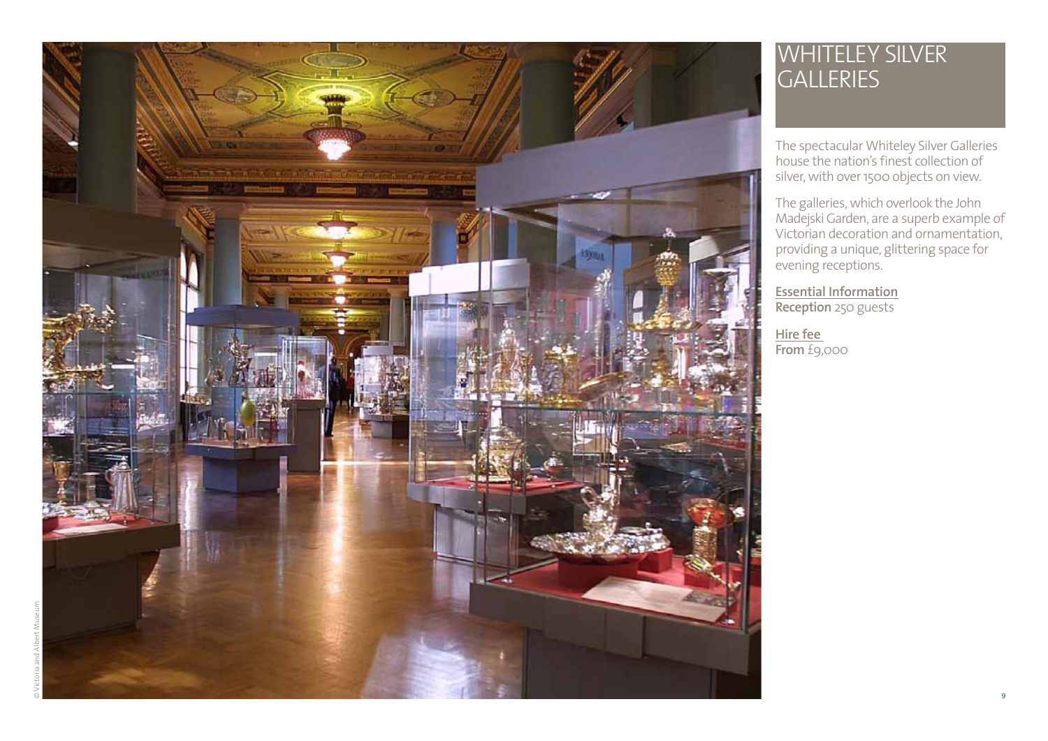# WHITELEY SILVER GALLERIES

The spectacular Whiteley Silver Galleries house the nation's finest collection of silver, with over 1500 objects on view.

The galleries, which overlook the John Madejski Garden, are a superb example of Victorian decoration and ornamentation, providing a unique, glittering space for evening receptions.

**Essential Information**
**Reception** 250 guests

**Hire fee**
**From** £9,000

© Victoria and Albert Museum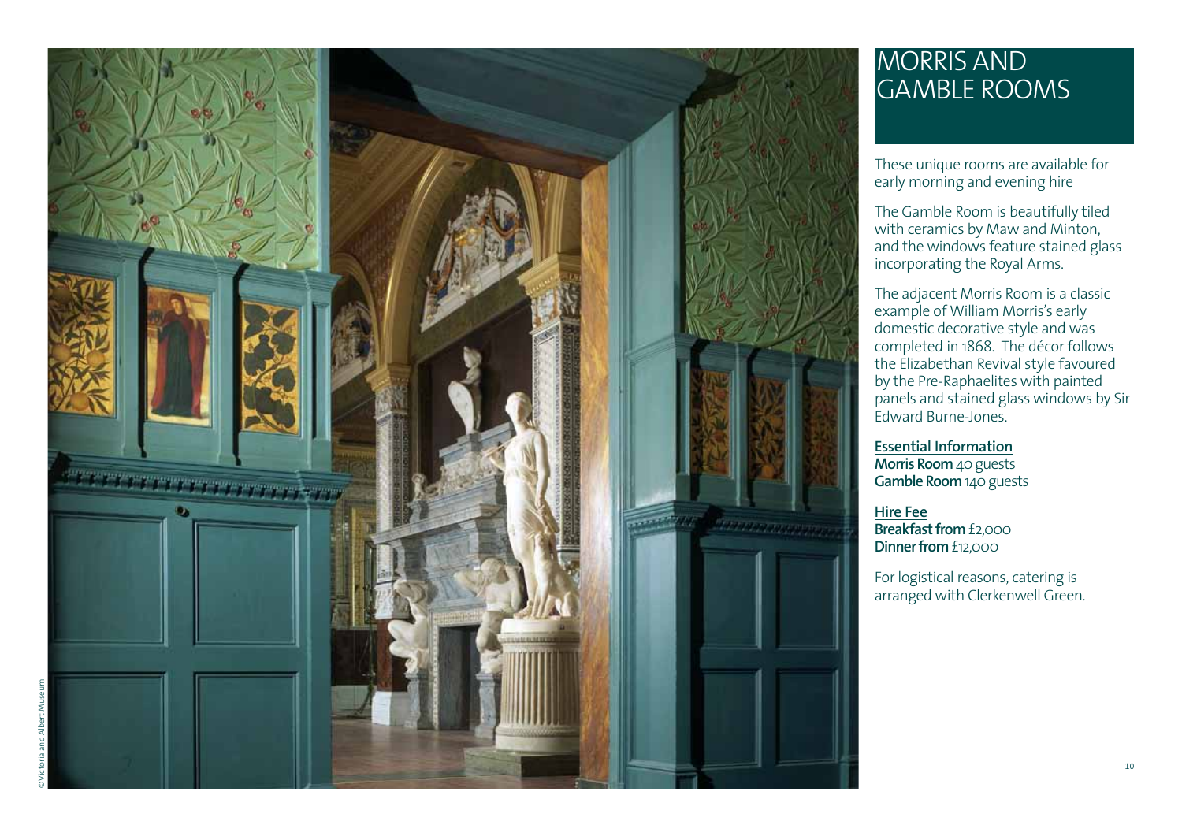# MORRIS AND GAMBLE ROOMS

These unique rooms are available for early morning and evening hire

The Gamble Room is beautifully tiled with ceramics by Maw and Minton, and the windows feature stained glass incorporating the Royal Arms.

The adjacent Morris Room is a classic example of William Morris's early domestic decorative style and was completed in 1868. The décor follows the Elizabethan Revival style favoured by the Pre-Raphaelites with painted panels and stained glass windows by Sir Edward Burne-Jones.

**Essential Information**
**Morris Room** 40 guests
**Gamble Room** 140 guests

**Hire Fee**
**Breakfast from** £2,000
**Dinner from** £12,000

For logistical reasons, catering is arranged with Clerkenwell Green.

©Victoria and Albert Museum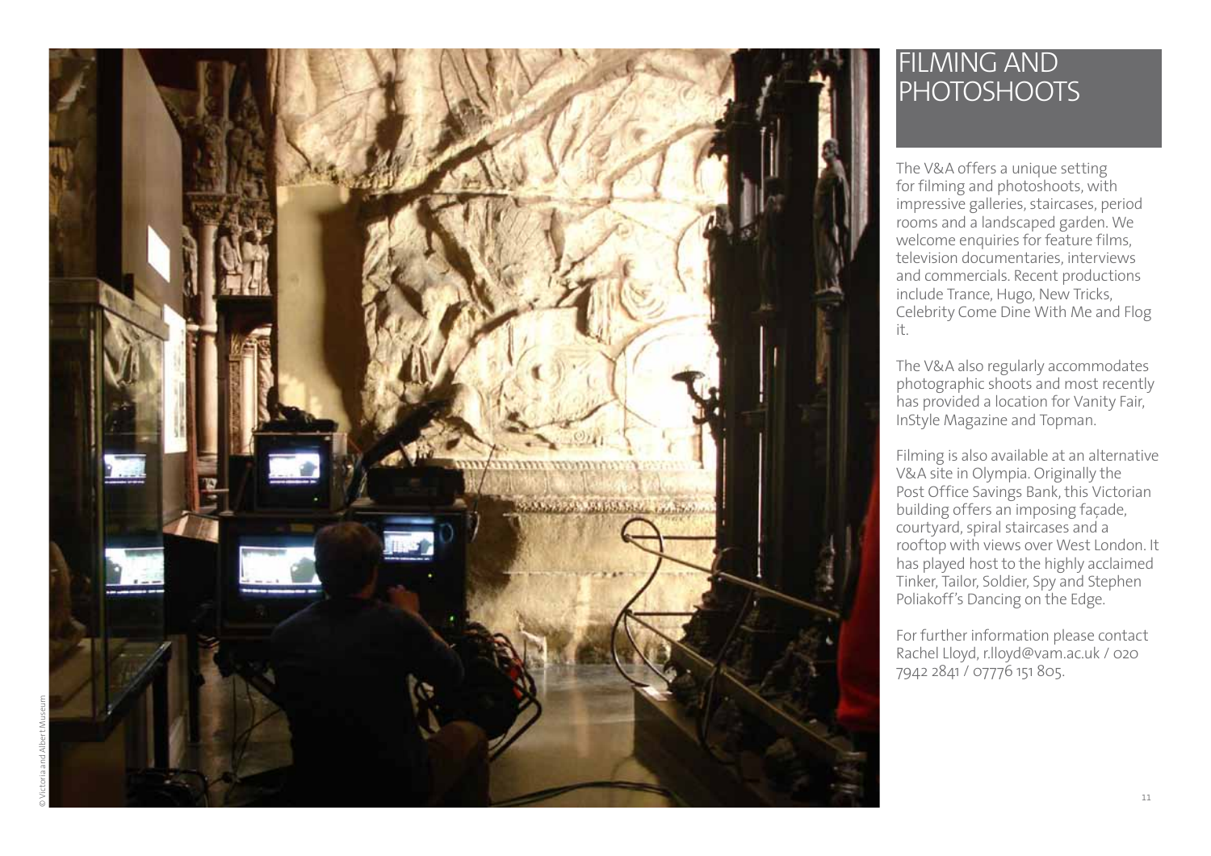# FILMING AND PHOTOSHOOTS

The V&A offers a unique setting for filming and photoshoots, with impressive galleries, staircases, period rooms and a landscaped garden. We welcome enquiries for feature films, television documentaries, interviews and commercials. Recent productions include Trance, Hugo, New Tricks, Celebrity Come Dine With Me and Flog it.

The V&A also regularly accommodates photographic shoots and most recently has provided a location for Vanity Fair, InStyle Magazine and Topman.

Filming is also available at an alternative V&A site in Olympia. Originally the Post Office Savings Bank, this Victorian building offers an imposing façade, courtyard, spiral staircases and a rooftop with views over West London. It has played host to the highly acclaimed Tinker, Tailor, Soldier, Spy and Stephen Poliakoff's Dancing on the Edge.

For further information please contact Rachel Lloyd, r.lloyd@vam.ac.uk / 020 7942 2841 / 07776 151 805.

© Victoria and Albert Museum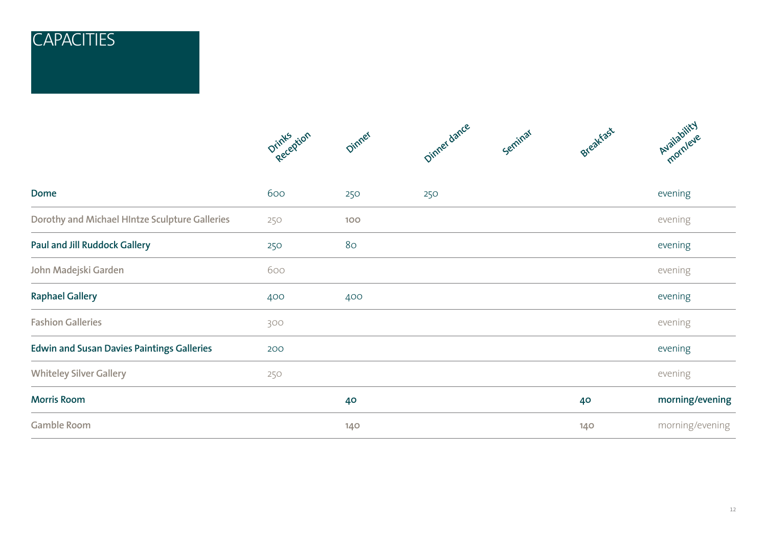# CAPACITIES

| | Drinks Reception | Dinner | Dinner dance | Seminar | Breakfast | Availability morn/eve |
|---|---|---|---|---|---|---|
| **Dome** | 600 | 250 | 250 | | | evening |
| **Dorothy and Michael HIntze Sculpture Galleries** | 250 | 100 | | | | evening |
| **Paul and Jill Ruddock Gallery** | 250 | 80 | | | | evening |
| **John Madejski Garden** | 600 | | | | | evening |
| **Raphael Gallery** | 400 | 400 | | | | evening |
| **Fashion Galleries** | 300 | | | | | evening |
| **Edwin and Susan Davies Paintings Galleries** | 200 | | | | | evening |
| **Whiteley Silver Gallery** | 250 | | | | | evening |
| **Morris Room** | | 40 | | | 40 | morning/evening |
| **Gamble Room** | | 140 | | | 140 | morning/evening |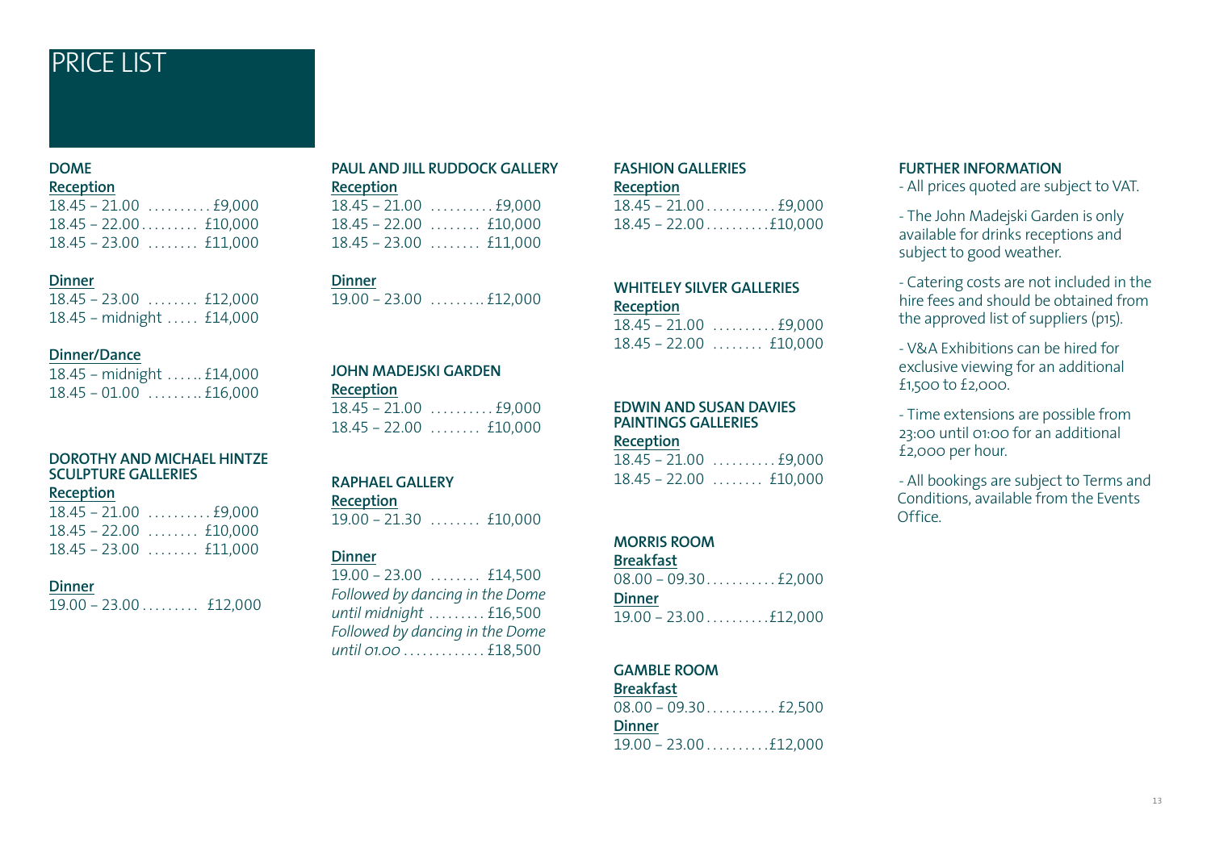# PRICE LIST

### DOME

**Reception**

18.45 – 21.00 .......... £9,000
18.45 – 22.00 ......... £10,000
18.45 – 23.00 ........ £11,000

**Dinner**

18.45 – 23.00 ........ £12,000
18.45 – midnight ..... £14,000

**Dinner/Dance**

18.45 – midnight ...... £14,000
18.45 – 01.00 ......... £16,000

### DOROTHY AND MICHAEL HINTZE SCULPTURE GALLERIES

**Reception**

18.45 – 21.00 .......... £9,000
18.45 – 22.00 ........ £10,000
18.45 – 23.00 ........ £11,000

**Dinner**

19.00 – 23.00 ......... £12,000

### PAUL AND JILL RUDDOCK GALLERY

**Reception**

18.45 – 21.00 .......... £9,000
18.45 – 22.00 ........ £10,000
18.45 – 23.00 ........ £11,000

**Dinner**

19.00 – 23.00 ......... £12,000

### JOHN MADEJSKI GARDEN

**Reception**

18.45 – 21.00 .......... £9,000
18.45 – 22.00 ........ £10,000

### RAPHAEL GALLERY

**Reception**

19.00 – 21.30 ........ £10,000

**Dinner**

19.00 – 23.00 ........ £14,500
*Followed by dancing in the Dome until midnight* ......... £16,500
*Followed by dancing in the Dome until 01.00* ............. £18,500

### FASHION GALLERIES

**Reception**

18.45 – 21.00 ........... £9,000
18.45 – 22.00 .......... £10,000

### WHITELEY SILVER GALLERIES

**Reception**

18.45 – 21.00 .......... £9,000
18.45 – 22.00 ........ £10,000

### EDWIN AND SUSAN DAVIES PAINTINGS GALLERIES

**Reception**

18.45 – 21.00 .......... £9,000
18.45 – 22.00 ........ £10,000

### MORRIS ROOM

**Breakfast**

08.00 – 09.30 ........... £2,000

**Dinner**

19.00 – 23.00 .......... £12,000

### GAMBLE ROOM

**Breakfast**

08.00 – 09.30 ........... £2,500

**Dinner**

19.00 – 23.00 .......... £12,000

### FURTHER INFORMATION

- All prices quoted are subject to VAT.
- The John Madejski Garden is only available for drinks receptions and subject to good weather.
- Catering costs are not included in the hire fees and should be obtained from the approved list of suppliers (p15).
- V&A Exhibitions can be hired for exclusive viewing for an additional £1,500 to £2,000.
- Time extensions are possible from 23:00 until 01:00 for an additional £2,000 per hour.
- All bookings are subject to Terms and Conditions, available from the Events Office.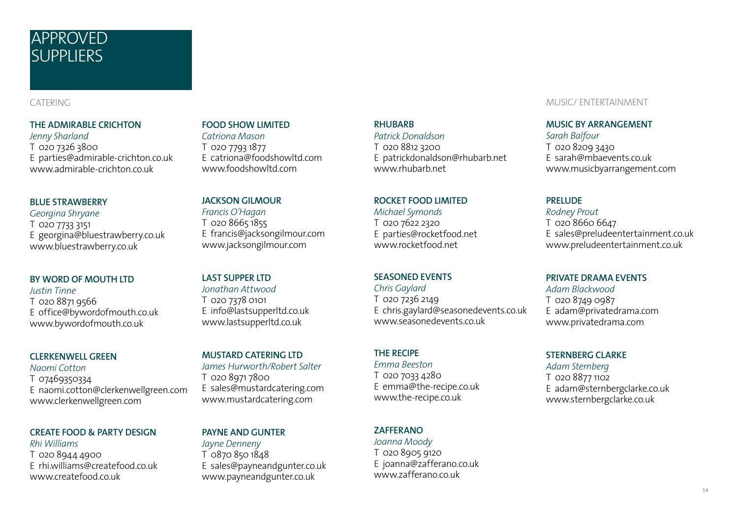# APPROVED SUPPLIERS

## CATERING

**THE ADMIRABLE CRICHTON**
*Jenny Sharland*
T 020 7326 3800
E parties@admirable-crichton.co.uk
www.admirable-crichton.co.uk

**BLUE STRAWBERRY**
*Georgina Shryane*
T 020 7733 3151
E georgina@bluestrawberry.co.uk
www.bluestrawberry.co.uk

**BY WORD OF MOUTH LTD**
*Justin Tinne*
T 020 8871 9566
E office@bywordofmouth.co.uk
www.bywordofmouth.co.uk

**CLERKENWELL GREEN**
*Naomi Cotton*
T 07469350334
E naomi.cotton@clerkenwellgreen.com
www.clerkenwellgreen.com

**CREATE FOOD & PARTY DESIGN**
*Rhi Williams*
T 020 8944 4900
E rhi.williams@createfood.co.uk
www.createfood.co.uk

**FOOD SHOW LIMITED**
*Catriona Mason*
T 020 7793 1877
E catriona@foodshowltd.com
www.foodshowltd.com

**JACKSON GILMOUR**
*Francis O'Hagan*
T 020 8665 1855
E francis@jacksongilmour.com
www.jacksongilmour.com

**LAST SUPPER LTD**
*Jonathan Attwood*
T 020 7378 0101
E info@lastsupperltd.co.uk
www.lastsupperltd.co.uk

**MUSTARD CATERING LTD**
*James Hurworth/Robert Salter*
T 020 8971 7800
E sales@mustardcatering.com
www.mustardcatering.com

**PAYNE AND GUNTER**
*Jayne Denneny*
T 0870 850 1848
E sales@payneandgunter.co.uk
www.payneandgunter.co.uk

**RHUBARB**
*Patrick Donaldson*
T 020 8812 3200
E patrickdonaldson@rhubarb.net
www.rhubarb.net

**ROCKET FOOD LIMITED**
*Michael Symonds*
T 020 7622 2320
E parties@rocketfood.net
www.rocketfood.net

**SEASONED EVENTS**
*Chris Gaylard*
T 020 7236 2149
E chris.gaylard@seasonedevents.co.uk
www.seasonedevents.co.uk

**THE RECIPE**
*Emma Beeston*
T 020 7033 4280
E emma@the-recipe.co.uk
www.the-recipe.co.uk

**ZAFFERANO**
*Joanna Moody*
T 020 8905 9120
E joanna@zafferano.co.uk
www.zafferano.co.uk

## MUSIC/ ENTERTAINMENT

**MUSIC BY ARRANGEMENT**
*Sarah Balfour*
T 020 8209 3430
E sarah@mbaevents.co.uk
www.musicbyarrangement.com

**PRELUDE**
*Rodney Prout*
T 020 8660 6647
E sales@preludeentertainment.co.uk
www.preludeentertainment.co.uk

**PRIVATE DRAMA EVENTS**
*Adam Blackwood*
T 020 8749 0987
E adam@privatedrama.com
www.privatedrama.com

**STERNBERG CLARKE**
*Adam Sternberg*
T 020 8877 1102
E adam@sternbergclarke.co.uk
www.sternbergclarke.co.uk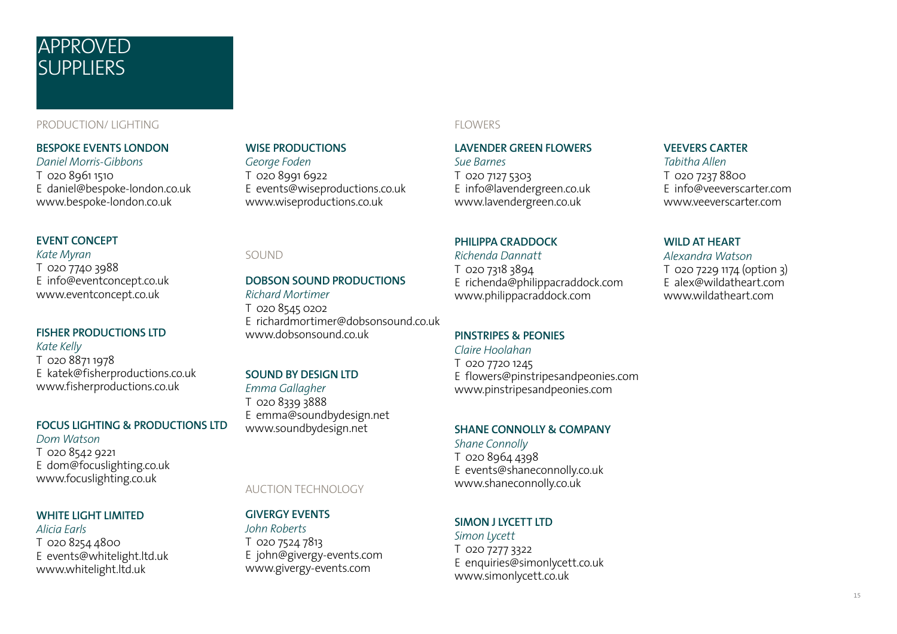# APPROVED SUPPLIERS

## PRODUCTION/ LIGHTING

**BESPOKE EVENTS LONDON**
*Daniel Morris-Gibbons*
T 020 8961 1510
E daniel@bespoke-london.co.uk
www.bespoke-london.co.uk

**EVENT CONCEPT**
*Kate Myran*
T 020 7740 3988
E info@eventconcept.co.uk
www.eventconcept.co.uk

**FISHER PRODUCTIONS LTD**
*Kate Kelly*
T 020 8871 1978
E katek@fisherproductions.co.uk
www.fisherproductions.co.uk

**FOCUS LIGHTING & PRODUCTIONS LTD**
*Dom Watson*
T 020 8542 9221
E dom@focuslighting.co.uk
www.focuslighting.co.uk

**WHITE LIGHT LIMITED**
*Alicia Earls*
T 020 8254 4800
E events@whitelight.ltd.uk
www.whitelight.ltd.uk

**WISE PRODUCTIONS**
*George Foden*
T 020 8991 6922
E events@wiseproductions.co.uk
www.wiseproductions.co.uk

## SOUND

**DOBSON SOUND PRODUCTIONS**
*Richard Mortimer*
T 020 8545 0202
E richardmortimer@dobsonsound.co.uk
www.dobsonsound.co.uk

**SOUND BY DESIGN LTD**
*Emma Gallagher*
T 020 8339 3888
E emma@soundbydesign.net
www.soundbydesign.net

## AUCTION TECHNOLOGY

**GIVERGY EVENTS**
*John Roberts*
T 020 7524 7813
E john@givergy-events.com
www.givergy-events.com

## FLOWERS

**LAVENDER GREEN FLOWERS**
*Sue Barnes*
T 020 7127 5303
E info@lavendergreen.co.uk
www.lavendergreen.co.uk

**PHILIPPA CRADDOCK**
*Richenda Dannatt*
T 020 7318 3894
E richenda@philippacraddock.com
www.philippacraddock.com

**PINSTRIPES & PEONIES**
*Claire Hoolahan*
T 020 7720 1245
E flowers@pinstripesandpeonies.com
www.pinstripesandpeonies.com

**SHANE CONNOLLY & COMPANY**
*Shane Connolly*
T 020 8964 4398
E events@shaneconnolly.co.uk
www.shaneconnolly.co.uk

**SIMON J LYCETT LTD**
*Simon Lycett*
T 020 7277 3322
E enquiries@simonlycett.co.uk
www.simonlycett.co.uk

**VEEVERS CARTER**
*Tabitha Allen*
T 020 7237 8800
E info@veeverscarter.com
www.veeverscarter.com

**WILD AT HEART**
*Alexandra Watson*
T 020 7229 1174 (option 3)
E alex@wildatheart.com
www.wildatheart.com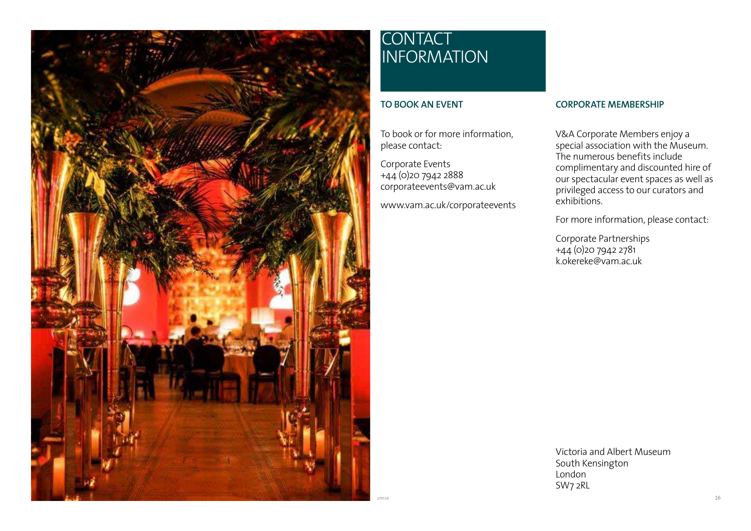# CONTACT INFORMATION

## TO BOOK AN EVENT

To book or for more information, please contact:

Corporate Events
+44 (0)20 7942 2888
corporateevents@vam.ac.uk

www.vam.ac.uk/corporateevents

## CORPORATE MEMBERSHIP

V&A Corporate Members enjoy a special association with the Museum. The numerous benefits include complimentary and discounted hire of our spectacular event spaces as well as privileged access to our curators and exhibitions.

For more information, please contact:

Corporate Partnerships
+44 (0)20 7942 2781
k.okereke@vam.ac.uk

Victoria and Albert Museum
South Kensington
London
SW7 2RL

270116